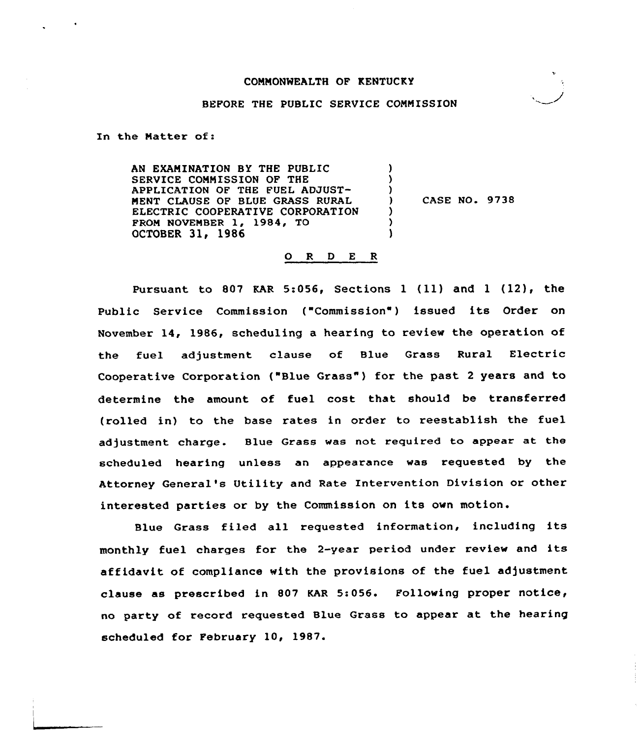COMMONWEALTH OF KENTUCKY

BEFORE THE PUBLIC SERVICE COMMISSION

In the Matter of:

| | | |
|---|---|---|
| AN EXAMINATION BY THE PUBLIC SERVICE COMMISSION OF THE APPLICATION OF THE FUEL ADJUSTMENT CLAUSE OF BLUE GRASS RURAL ELECTRIC COOPERATIVE CORPORATION FROM NOVEMBER 1, 1984, TO OCTOBER 31, 1986 | ) | CASE NO. 9738 |

O R D E R

Pursuant to 807 KAR 5:056, Sections 1 (11) and 1 (12), the Public Service Commission ("Commission") issued its Order on November 14, 1986, scheduling a hearing to review the operation of the fuel adjustment clause of Blue Grass Rural Electric Cooperative Corporation ("Blue Grass") for the past 2 years and to determine the amount of fuel cost that should be transferred (rolled in) to the base rates in order to reestablish the fuel adjustment charge. Blue Grass was not required to appear at the scheduled hearing unless an appearance was requested by the Attorney General's Utility and Rate Intervention Division or other interested parties or by the Commission on its own motion.

Blue Grass filed all requested information, including its monthly fuel charges for the 2-year period under review and its affidavit of compliance with the provisions of the fuel adjustment clause as prescribed in 807 KAR 5:056. Following proper notice, no party of record requested Blue Grass to appear at the hearing scheduled for February 10, 1987.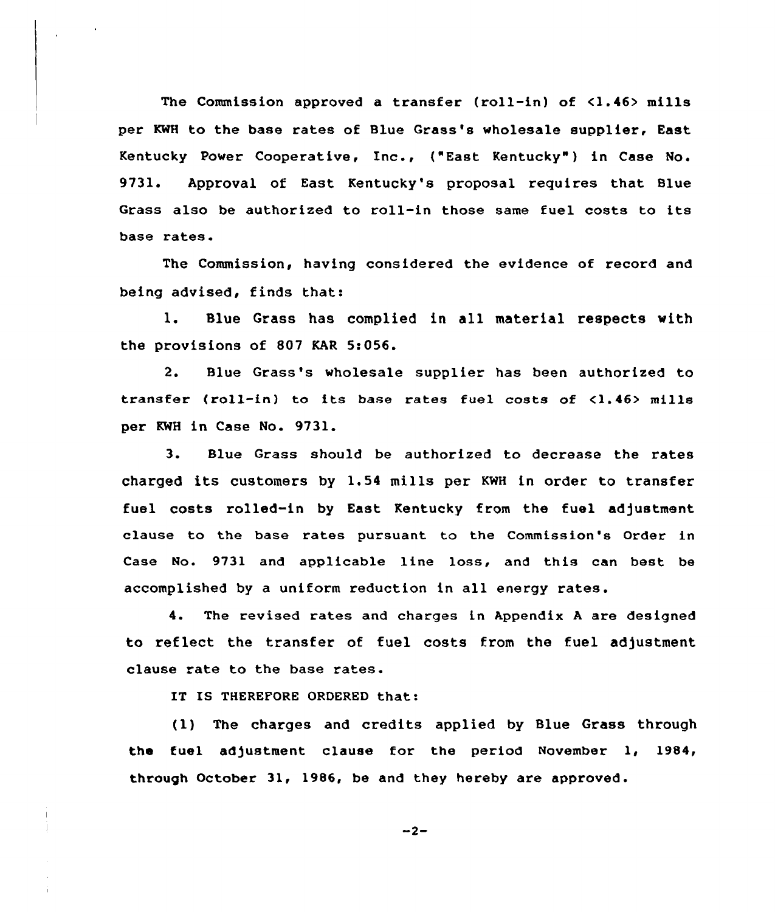The Commission approved a transfer (roll-in) of <1.46> mills per KWH to the base rates of Blue Grass's wholesale supplier, East Kentucky Power Cooperative, Inc., ("East Kentucky") in Case No. 9731. Approval of East Kentucky's proposal requires that Blue Grass also be authorized to roll-in those same fuel costs to its base rates.

The Commission, having considered the evidence of record and being advised, finds that:

1. Blue Grass has complied in all material respects with the provisions of 807 KAR 5:056.

2. Blue Grass's wholesale supplier has been authorized to transfer (roll-in) to its base rates fuel costs of <1.46> mills per KWH in Case No. 9731.

3. Blue Grass should be authorized to decrease the rates charged its customers by 1.54 mills per KWH in order to transfer fuel costs rolled-in by East Kentucky from the fuel adjustment clause to the base rates pursuant to the Commission's Order in Case No. 9731 and applicable line loss, and this can best be accomplished by a uniform reduction in all energy rates.

4. The revised rates and charges in Appendix A are designed to reflect the transfer of fuel costs from the fuel adjustment clause rate to the base rates.

IT IS THEREFORE ORDERED that:

(1) The charges and credits applied by Blue Grass through the fuel adjustment clause for the period November 1, 1984, through October 31, 1986, be and they hereby are approved.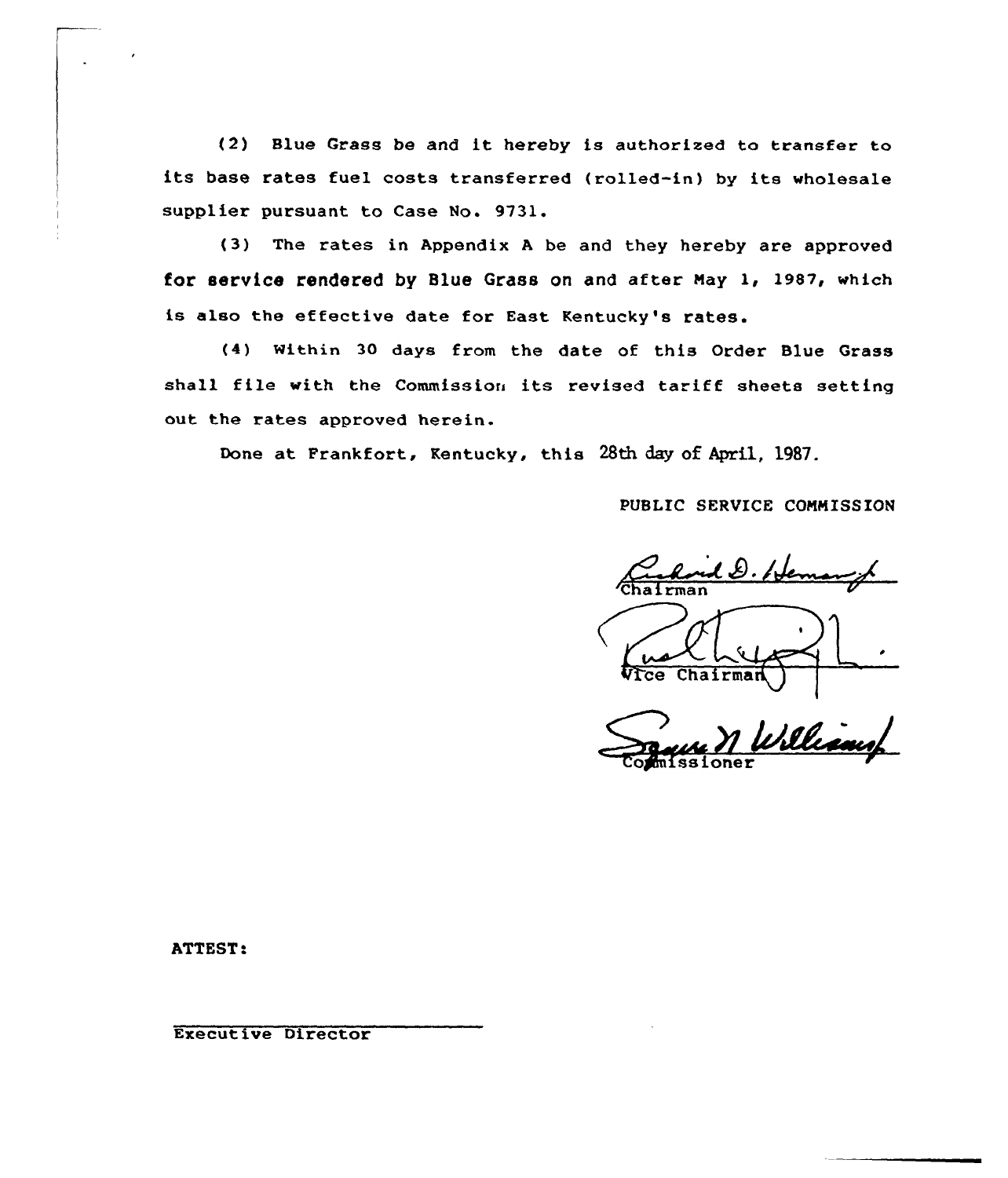(2) Blue Grass be and it hereby is authorized to transfer to its base rates fuel costs transferred (rolled-in) by its wholesale supplier pursuant to Case No. 9731.

(3) The rates in Appendix A be and they hereby are approved for service rendered by Blue Grass on and after May 1, 1987, which is also the effective date for East Kentucky's rates.

(4) Within 30 days from the date of this Order Blue Grass shall file with the Commission its revised tariff sheets setting out the rates approved herein.

Done at Frankfort, Kentucky, this 28th day of April, 1987.

PUBLIC SERVICE COMMISSION

Chairman

Vice Chairman

Commissioner

ATTEST:

Executive Director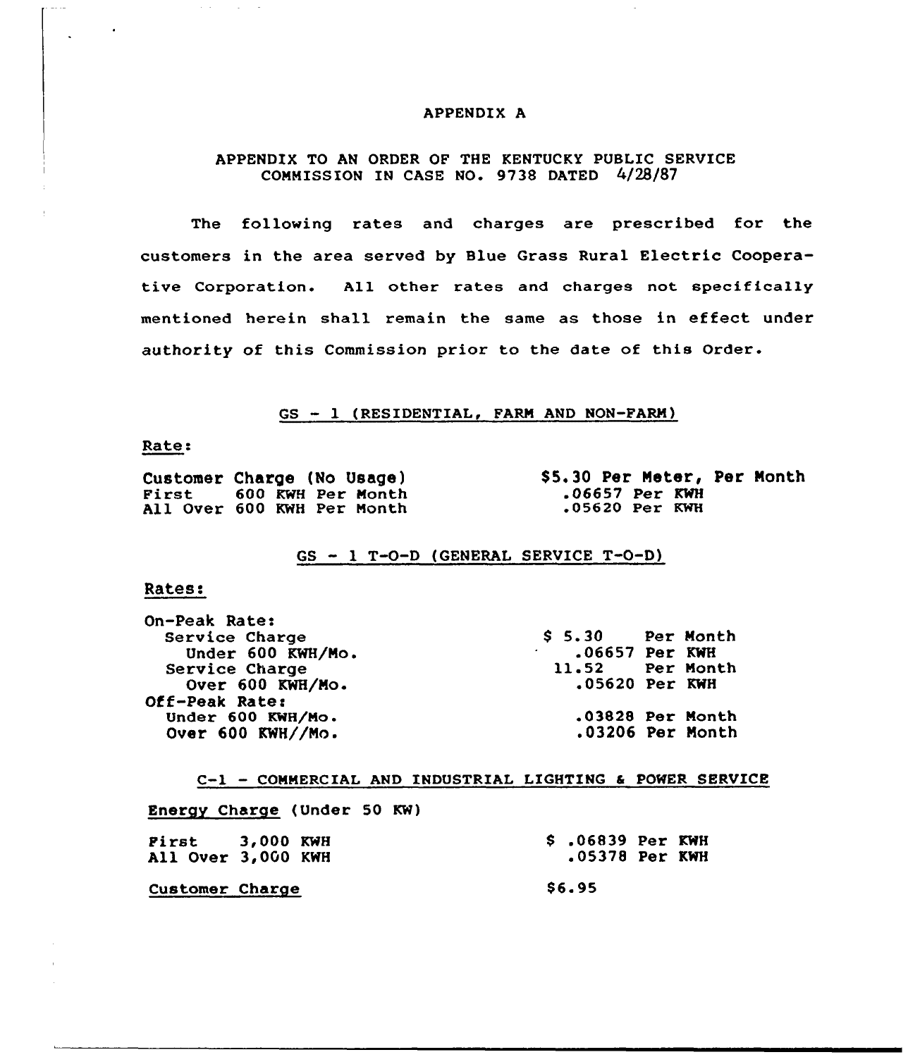# APPENDIX A

## APPENDIX TO AN ORDER OF THE KENTUCKY PUBLIC SERVICE COMMISSION IN CASE NO. 9738 DATED 4/28/87

The following rates and charges are prescribed for the customers in the area served by Blue Grass Rural Electric Cooperative Corporation. All other rates and charges not specifically mentioned herein shall remain the same as those in effect under authority of this Commission prior to the date of this Order.

### GS - 1 (RESIDENTIAL, FARM AND NON-FARM)

Rate:

| | |
|---|---|
| Customer Charge (No Usage) | $5.30 Per Meter, Per Month |
| First 600 KWH Per Month | .06657 Per KWH |
| All Over 600 KWH Per Month | .05620 Per KWH |

### GS - 1 T-O-D (GENERAL SERVICE T-O-D)

Rates:

| | |
|---|---|
| On-Peak Rate: | |
| Service Charge | $ 5.30 Per Month |
| Under 600 KWH/Mo. | .06657 Per KWH |
| Service Charge | 11.52 Per Month |
| Over 600 KWH/Mo. | .05620 Per KWH |
| Off-Peak Rate: | |
| Under 600 KWH/Mo. | .03828 Per Month |
| Over 600 KWH//Mo. | .03206 Per Month |

### C-1 - COMMERCIAL AND INDUSTRIAL LIGHTING & POWER SERVICE

Energy Charge (Under 50 KW)

| | |
|---|---|
| First 3,000 KWH | $ .06839 Per KWH |
| All Over 3,000 KWH | .05378 Per KWH |

Customer Charge $6.95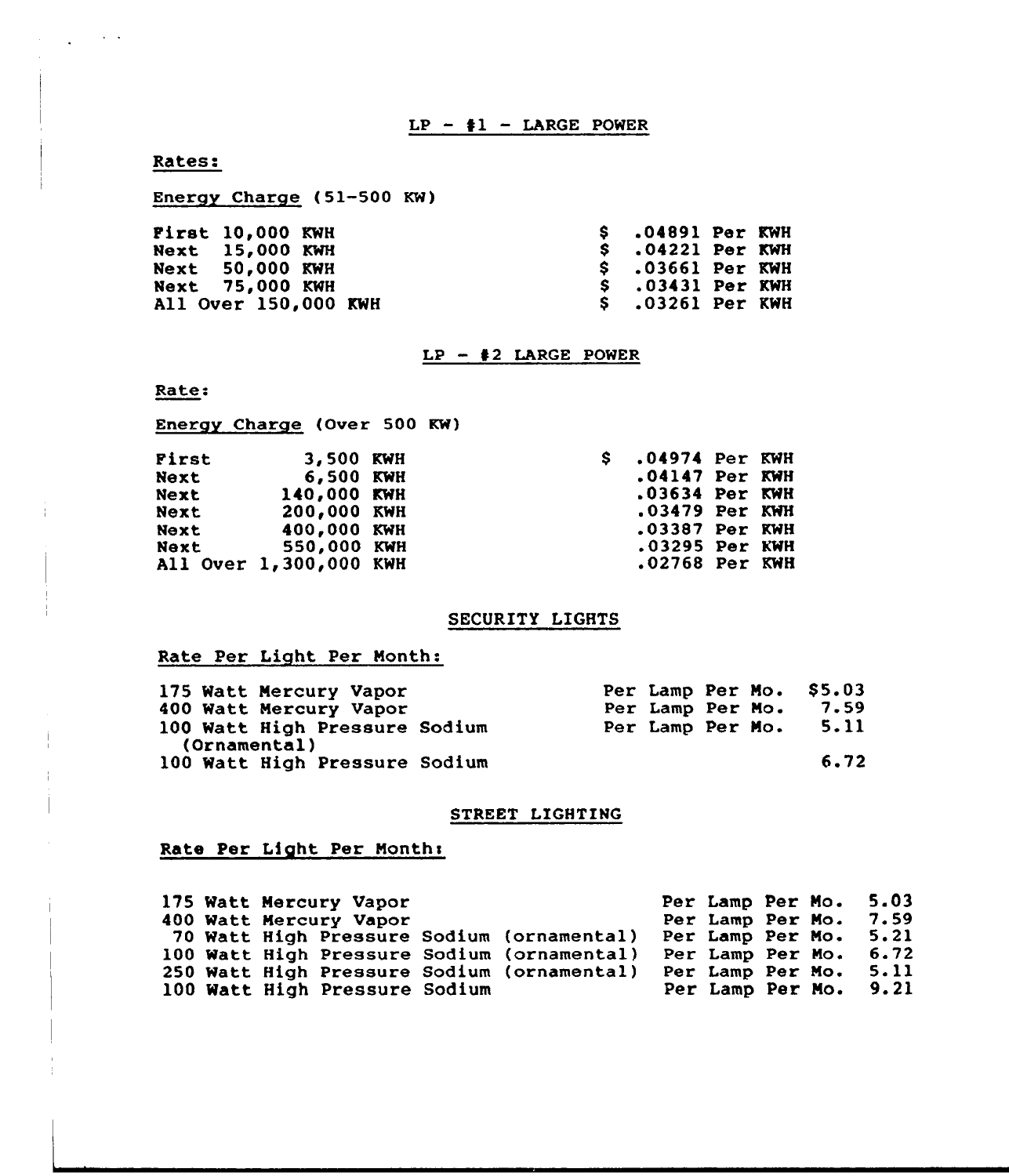## LP - #1 - LARGE POWER

Rates:

Energy Charge (51-500 KW)

| | |
|---|---|
| First 10,000 KWH | $ .04891 Per KWH |
| Next 15,000 KWH | $ .04221 Per KWH |
| Next 50,000 KWH | $ .03661 Per KWH |
| Next 75,000 KWH | $ .03431 Per KWH |
| All Over 150,000 KWH | $ .03261 Per KWH |

## LP - #2 LARGE POWER

Rate:

Energy Charge (Over 500 KW)

| | |
|---|---|
| First 3,500 KWH | $ .04974 Per KWH |
| Next 6,500 KWH | .04147 Per KWH |
| Next 140,000 KWH | .03634 Per KWH |
| Next 200,000 KWH | .03479 Per KWH |
| Next 400,000 KWH | .03387 Per KWH |
| Next 550,000 KWH | .03295 Per KWH |
| All Over 1,300,000 KWH | .02768 Per KWH |

## SECURITY LIGHTS

Rate Per Light Per Month:

| | | |
|---|---|---|
| 175 Watt Mercury Vapor | Per Lamp Per Mo. | $5.03 |
| 400 Watt Mercury Vapor | Per Lamp Per Mo. | 7.59 |
| 100 Watt High Pressure Sodium (Ornamental) | Per Lamp Per Mo. | 5.11 |
| 100 Watt High Pressure Sodium | | 6.72 |

## STREET LIGHTING

Rate Per Light Per Month:

| | | |
|---|---|---|
| 175 Watt Mercury Vapor | Per Lamp Per Mo. | 5.03 |
| 400 Watt Mercury Vapor | Per Lamp Per Mo. | 7.59 |
| 70 Watt High Pressure Sodium (ornamental) | Per Lamp Per Mo. | 5.21 |
| 100 Watt High Pressure Sodium (ornamental) | Per Lamp Per Mo. | 6.72 |
| 250 Watt High Pressure Sodium (ornamental) | Per Lamp Per Mo. | 5.11 |
| 100 Watt High Pressure Sodium | Per Lamp Per Mo. | 9.21 |